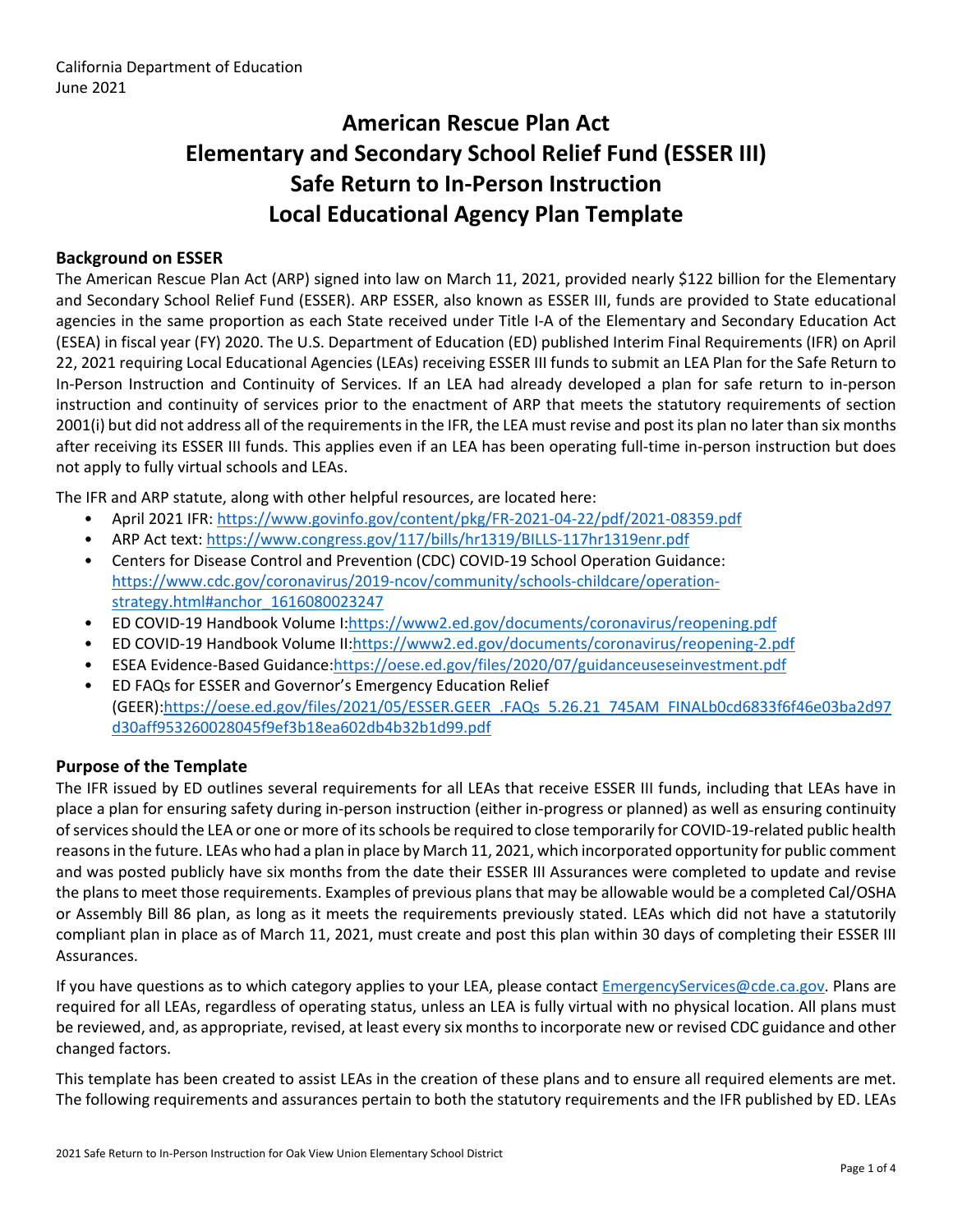California Department of Education
June 2021

# American Rescue Plan Act
# Elementary and Secondary School Relief Fund (ESSER III)
# Safe Return to In-Person Instruction
# Local Educational Agency Plan Template

## Background on ESSER

The American Rescue Plan Act (ARP) signed into law on March 11, 2021, provided nearly $122 billion for the Elementary and Secondary School Relief Fund (ESSER). ARP ESSER, also known as ESSER III, funds are provided to State educational agencies in the same proportion as each State received under Title I-A of the Elementary and Secondary Education Act (ESEA) in fiscal year (FY) 2020. The U.S. Department of Education (ED) published Interim Final Requirements (IFR) on April 22, 2021 requiring Local Educational Agencies (LEAs) receiving ESSER III funds to submit an LEA Plan for the Safe Return to In-Person Instruction and Continuity of Services. If an LEA had already developed a plan for safe return to in-person instruction and continuity of services prior to the enactment of ARP that meets the statutory requirements of section 2001(i) but did not address all of the requirements in the IFR, the LEA must revise and post its plan no later than six months after receiving its ESSER III funds. This applies even if an LEA has been operating full-time in-person instruction but does not apply to fully virtual schools and LEAs.

The IFR and ARP statute, along with other helpful resources, are located here:

- April 2021 IFR: https://www.govinfo.gov/content/pkg/FR-2021-04-22/pdf/2021-08359.pdf
- ARP Act text: https://www.congress.gov/117/bills/hr1319/BILLS-117hr1319enr.pdf
- Centers for Disease Control and Prevention (CDC) COVID-19 School Operation Guidance: https://www.cdc.gov/coronavirus/2019-ncov/community/schools-childcare/operation-strategy.html#anchor_1616080023247
- ED COVID-19 Handbook Volume I:https://www2.ed.gov/documents/coronavirus/reopening.pdf
- ED COVID-19 Handbook Volume II:https://www2.ed.gov/documents/coronavirus/reopening-2.pdf
- ESEA Evidence-Based Guidance:https://oese.ed.gov/files/2020/07/guidanceuseseinvestment.pdf
- ED FAQs for ESSER and Governor's Emergency Education Relief (GEER):https://oese.ed.gov/files/2021/05/ESSER.GEER_.FAQs_5.26.21_745AM_FINALb0cd6833f6f46e03ba2d97d30aff953260028045f9ef3b18ea602db4b32b1d99.pdf

## Purpose of the Template

The IFR issued by ED outlines several requirements for all LEAs that receive ESSER III funds, including that LEAs have in place a plan for ensuring safety during in-person instruction (either in-progress or planned) as well as ensuring continuity of services should the LEA or one or more of its schools be required to close temporarily for COVID-19-related public health reasons in the future. LEAs who had a plan in place by March 11, 2021, which incorporated opportunity for public comment and was posted publicly have six months from the date their ESSER III Assurances were completed to update and revise the plans to meet those requirements. Examples of previous plans that may be allowable would be a completed Cal/OSHA or Assembly Bill 86 plan, as long as it meets the requirements previously stated. LEAs which did not have a statutorily compliant plan in place as of March 11, 2021, must create and post this plan within 30 days of completing their ESSER III Assurances.

If you have questions as to which category applies to your LEA, please contact EmergencyServices@cde.ca.gov. Plans are required for all LEAs, regardless of operating status, unless an LEA is fully virtual with no physical location. All plans must be reviewed, and, as appropriate, revised, at least every six months to incorporate new or revised CDC guidance and other changed factors.

This template has been created to assist LEAs in the creation of these plans and to ensure all required elements are met. The following requirements and assurances pertain to both the statutory requirements and the IFR published by ED. LEAs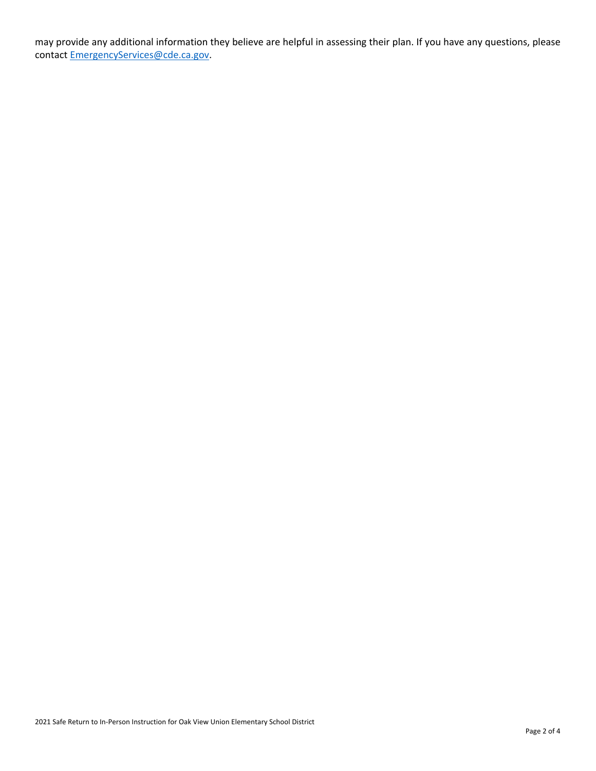may provide any additional information they believe are helpful in assessing their plan. If you have any questions, please contact [EmergencyServices@cde.ca.gov](mailto:EmergencyServices@cde.ca.gov).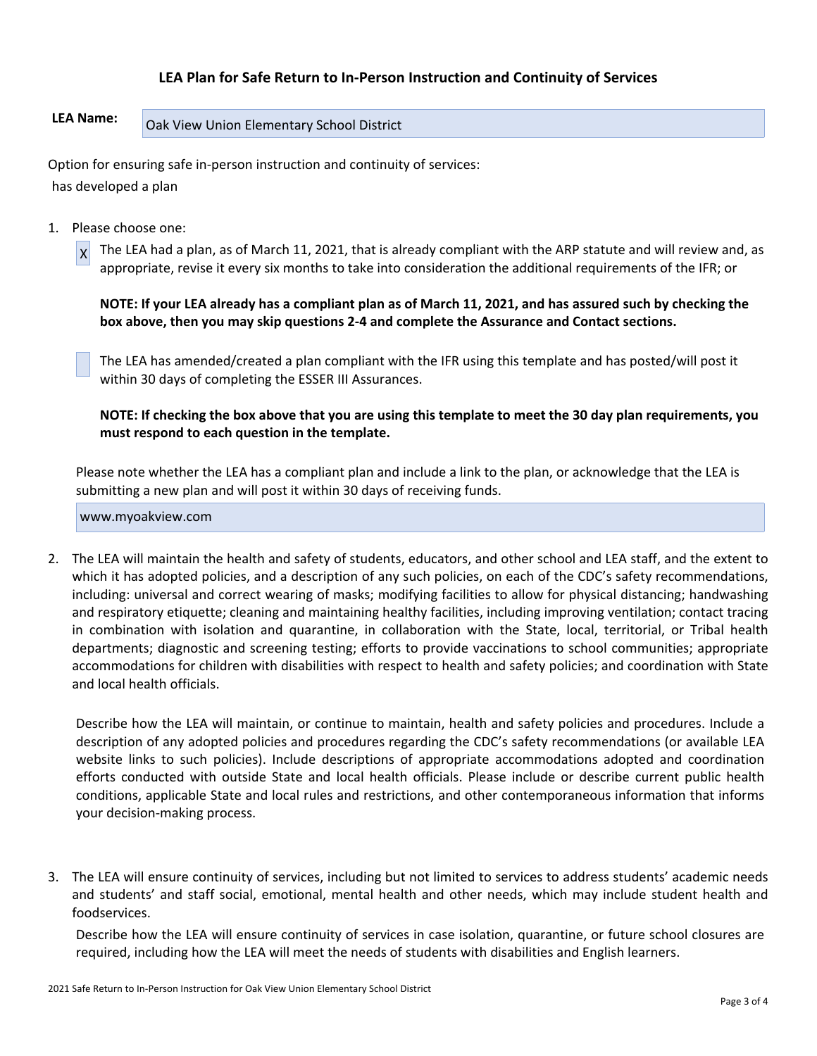## LEA Plan for Safe Return to In-Person Instruction and Continuity of Services

**LEA Name:** Oak View Union Elementary School District

Option for ensuring safe in-person instruction and continuity of services:

has developed a plan

1. Please choose one:

   [X] The LEA had a plan, as of March 11, 2021, that is already compliant with the ARP statute and will review and, as appropriate, revise it every six months to take into consideration the additional requirements of the IFR; or

   **NOTE: If your LEA already has a compliant plan as of March 11, 2021, and has assured such by checking the box above, then you may skip questions 2-4 and complete the Assurance and Contact sections.**

   [ ] The LEA has amended/created a plan compliant with the IFR using this template and has posted/will post it within 30 days of completing the ESSER III Assurances.

   **NOTE: If checking the box above that you are using this template to meet the 30 day plan requirements, you must respond to each question in the template.**

   Please note whether the LEA has a compliant plan and include a link to the plan, or acknowledge that the LEA is submitting a new plan and will post it within 30 days of receiving funds.

   www.myoakview.com

2. The LEA will maintain the health and safety of students, educators, and other school and LEA staff, and the extent to which it has adopted policies, and a description of any such policies, on each of the CDC's safety recommendations, including: universal and correct wearing of masks; modifying facilities to allow for physical distancing; handwashing and respiratory etiquette; cleaning and maintaining healthy facilities, including improving ventilation; contact tracing in combination with isolation and quarantine, in collaboration with the State, local, territorial, or Tribal health departments; diagnostic and screening testing; efforts to provide vaccinations to school communities; appropriate accommodations for children with disabilities with respect to health and safety policies; and coordination with State and local health officials.

   Describe how the LEA will maintain, or continue to maintain, health and safety policies and procedures. Include a description of any adopted policies and procedures regarding the CDC's safety recommendations (or available LEA website links to such policies). Include descriptions of appropriate accommodations adopted and coordination efforts conducted with outside State and local health officials. Please include or describe current public health conditions, applicable State and local rules and restrictions, and other contemporaneous information that informs your decision-making process.

3. The LEA will ensure continuity of services, including but not limited to services to address students' academic needs and students' and staff social, emotional, mental health and other needs, which may include student health and foodservices.

   Describe how the LEA will ensure continuity of services in case isolation, quarantine, or future school closures are required, including how the LEA will meet the needs of students with disabilities and English learners.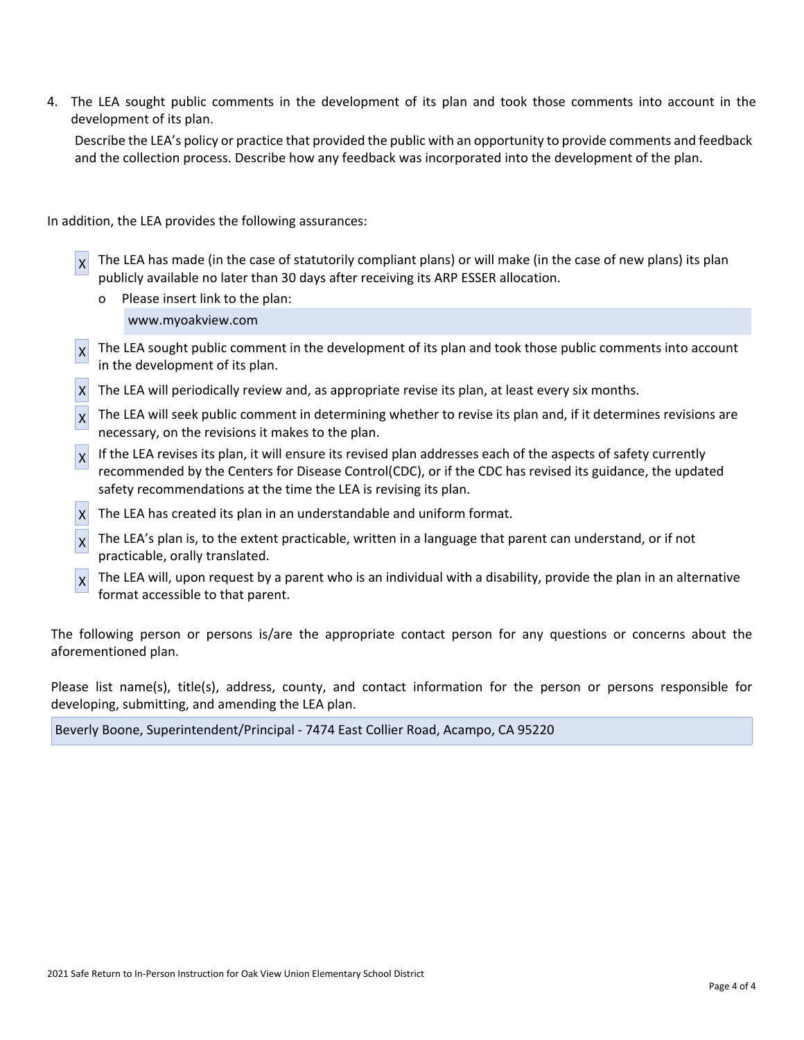4. The LEA sought public comments in the development of its plan and took those comments into account in the development of its plan.

   Describe the LEA's policy or practice that provided the public with an opportunity to provide comments and feedback and the collection process. Describe how any feedback was incorporated into the development of the plan.

In addition, the LEA provides the following assurances:

- X The LEA has made (in the case of statutorily compliant plans) or will make (in the case of new plans) its plan publicly available no later than 30 days after receiving its ARP ESSER allocation.
  - o Please insert link to the plan:

    www.myoakview.com
- X The LEA sought public comment in the development of its plan and took those public comments into account in the development of its plan.
- X The LEA will periodically review and, as appropriate revise its plan, at least every six months.
- X The LEA will seek public comment in determining whether to revise its plan and, if it determines revisions are necessary, on the revisions it makes to the plan.
- X If the LEA revises its plan, it will ensure its revised plan addresses each of the aspects of safety currently recommended by the Centers for Disease Control(CDC), or if the CDC has revised its guidance, the updated safety recommendations at the time the LEA is revising its plan.
- X The LEA has created its plan in an understandable and uniform format.
- X The LEA's plan is, to the extent practicable, written in a language that parent can understand, or if not practicable, orally translated.
- X The LEA will, upon request by a parent who is an individual with a disability, provide the plan in an alternative format accessible to that parent.

The following person or persons is/are the appropriate contact person for any questions or concerns about the aforementioned plan.

Please list name(s), title(s), address, county, and contact information for the person or persons responsible for developing, submitting, and amending the LEA plan.

Beverly Boone, Superintendent/Principal - 7474 East Collier Road, Acampo, CA 95220